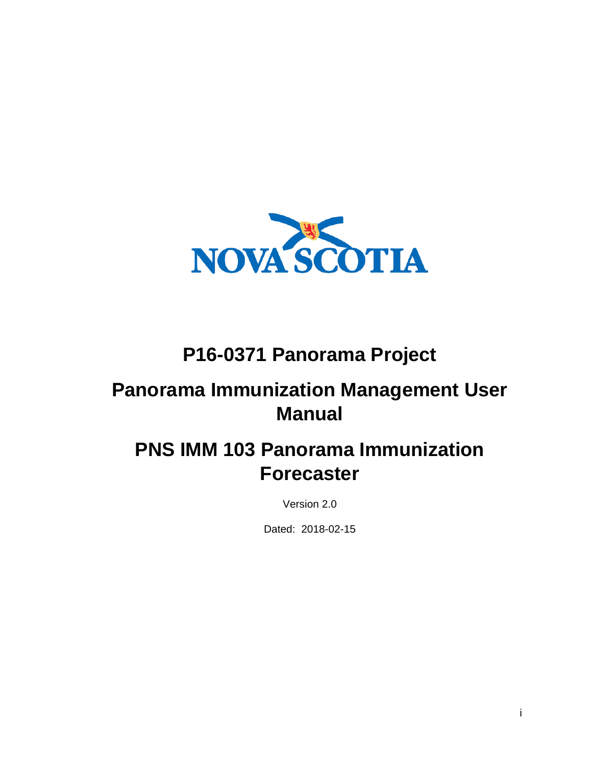# P16-0371 Panorama Project

# Panorama Immunization Management User Manual

# PNS IMM 103 Panorama Immunization Forecaster

Version 2.0

Dated: 2018-02-15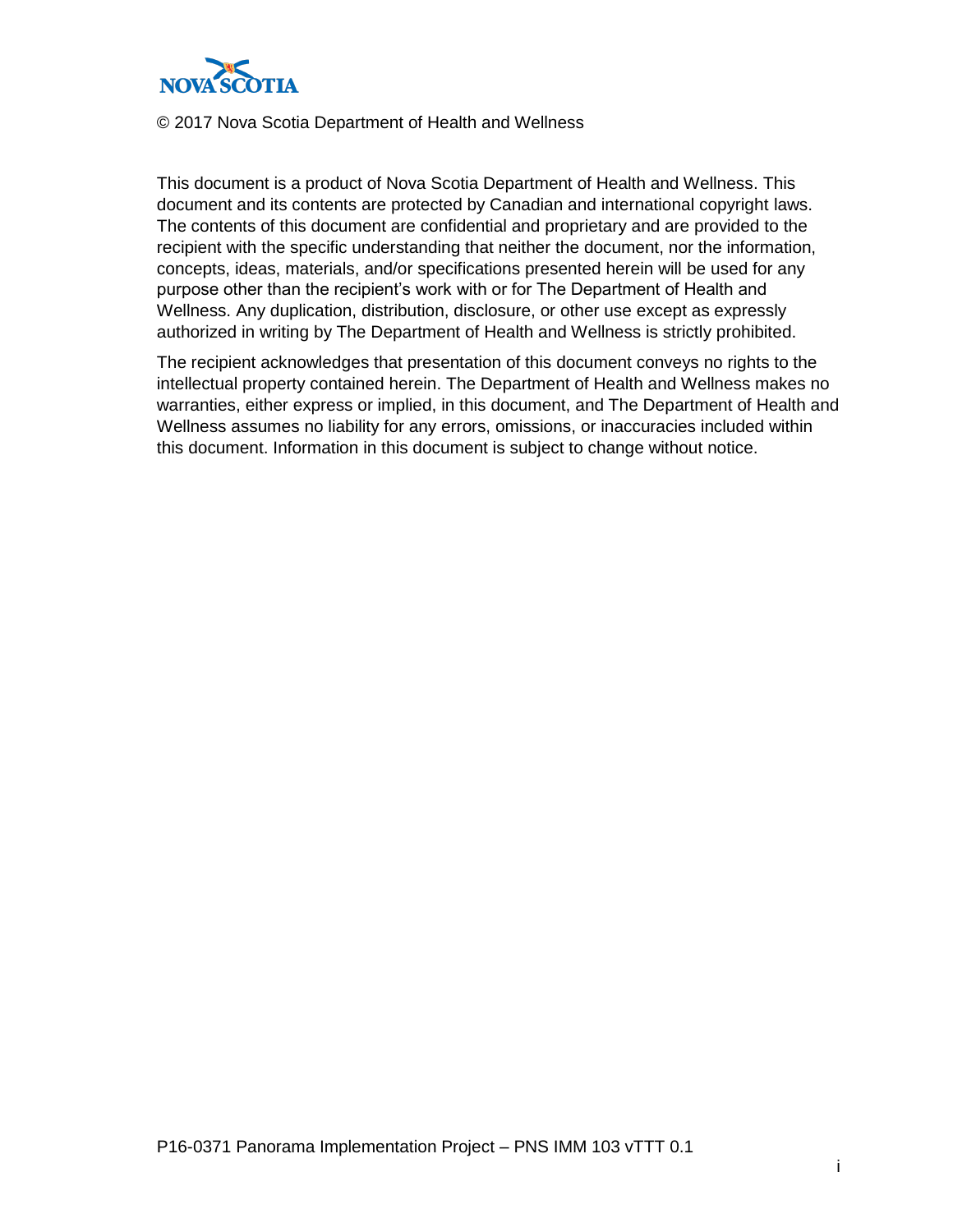NOVA SCOTIA

© 2017 Nova Scotia Department of Health and Wellness

This document is a product of Nova Scotia Department of Health and Wellness. This document and its contents are protected by Canadian and international copyright laws. The contents of this document are confidential and proprietary and are provided to the recipient with the specific understanding that neither the document, nor the information, concepts, ideas, materials, and/or specifications presented herein will be used for any purpose other than the recipient's work with or for The Department of Health and Wellness. Any duplication, distribution, disclosure, or other use except as expressly authorized in writing by The Department of Health and Wellness is strictly prohibited.

The recipient acknowledges that presentation of this document conveys no rights to the intellectual property contained herein. The Department of Health and Wellness makes no warranties, either express or implied, in this document, and The Department of Health and Wellness assumes no liability for any errors, omissions, or inaccuracies included within this document. Information in this document is subject to change without notice.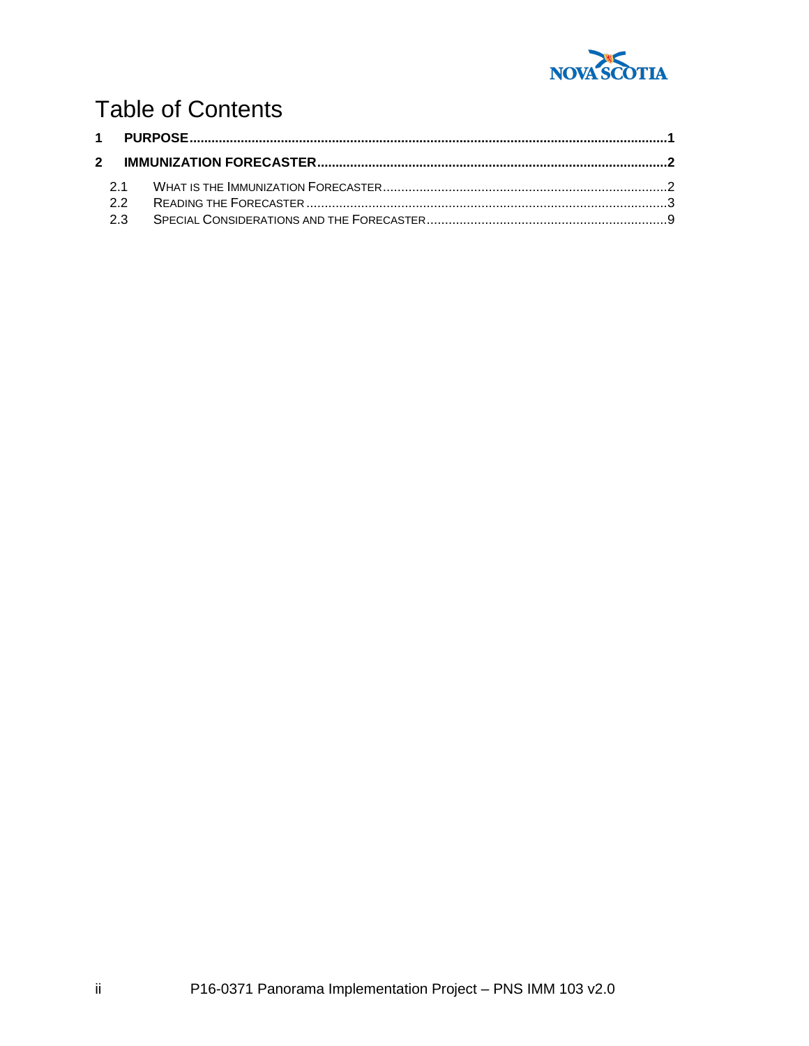# Table of Contents

**1 PURPOSE ....................................................................................................................1**

**2 IMMUNIZATION FORECASTER ...............................................................................2**

2.1 WHAT IS THE IMMUNIZATION FORECASTER ..............................................................2

2.2 READING THE FORECASTER ....................................................................................3

2.3 SPECIAL CONSIDERATIONS AND THE FORECASTER ..................................................9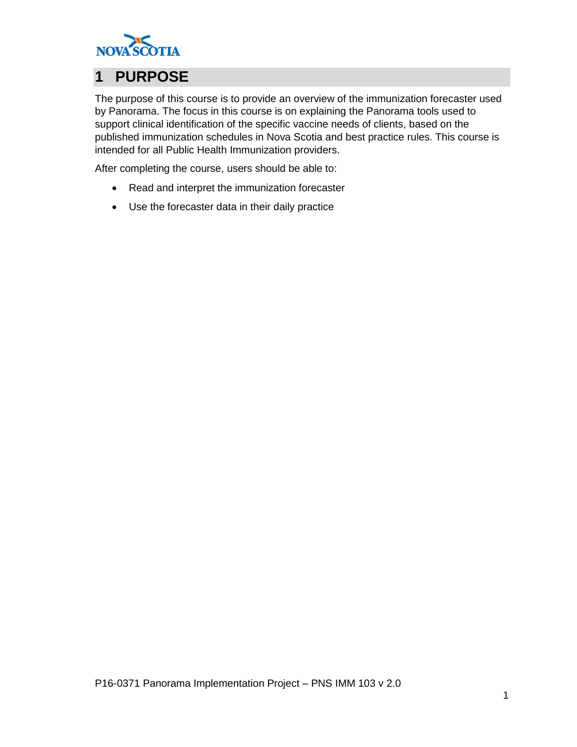# 1 PURPOSE

The purpose of this course is to provide an overview of the immunization forecaster used by Panorama. The focus in this course is on explaining the Panorama tools used to support clinical identification of the specific vaccine needs of clients, based on the published immunization schedules in Nova Scotia and best practice rules. This course is intended for all Public Health Immunization providers.

After completing the course, users should be able to:

- Read and interpret the immunization forecaster
- Use the forecaster data in their daily practice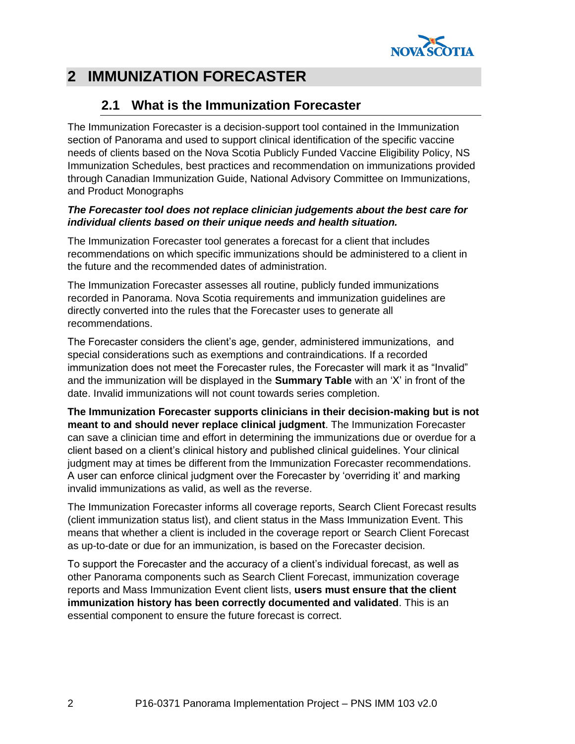# 2 IMMUNIZATION FORECASTER

## 2.1 What is the Immunization Forecaster

The Immunization Forecaster is a decision-support tool contained in the Immunization section of Panorama and used to support clinical identification of the specific vaccine needs of clients based on the Nova Scotia Publicly Funded Vaccine Eligibility Policy, NS Immunization Schedules, best practices and recommendation on immunizations provided through Canadian Immunization Guide, National Advisory Committee on Immunizations, and Product Monographs

***The Forecaster tool does not replace clinician judgements about the best care for individual clients based on their unique needs and health situation.***

The Immunization Forecaster tool generates a forecast for a client that includes recommendations on which specific immunizations should be administered to a client in the future and the recommended dates of administration.

The Immunization Forecaster assesses all routine, publicly funded immunizations recorded in Panorama. Nova Scotia requirements and immunization guidelines are directly converted into the rules that the Forecaster uses to generate all recommendations.

The Forecaster considers the client's age, gender, administered immunizations, and special considerations such as exemptions and contraindications. If a recorded immunization does not meet the Forecaster rules, the Forecaster will mark it as "Invalid" and the immunization will be displayed in the **Summary Table** with an 'X' in front of the date. Invalid immunizations will not count towards series completion.

**The Immunization Forecaster supports clinicians in their decision-making but is not meant to and should never replace clinical judgment**. The Immunization Forecaster can save a clinician time and effort in determining the immunizations due or overdue for a client based on a client's clinical history and published clinical guidelines. Your clinical judgment may at times be different from the Immunization Forecaster recommendations. A user can enforce clinical judgment over the Forecaster by 'overriding it' and marking invalid immunizations as valid, as well as the reverse.

The Immunization Forecaster informs all coverage reports, Search Client Forecast results (client immunization status list), and client status in the Mass Immunization Event. This means that whether a client is included in the coverage report or Search Client Forecast as up-to-date or due for an immunization, is based on the Forecaster decision.

To support the Forecaster and the accuracy of a client's individual forecast, as well as other Panorama components such as Search Client Forecast, immunization coverage reports and Mass Immunization Event client lists, **users must ensure that the client immunization history has been correctly documented and validated**. This is an essential component to ensure the future forecast is correct.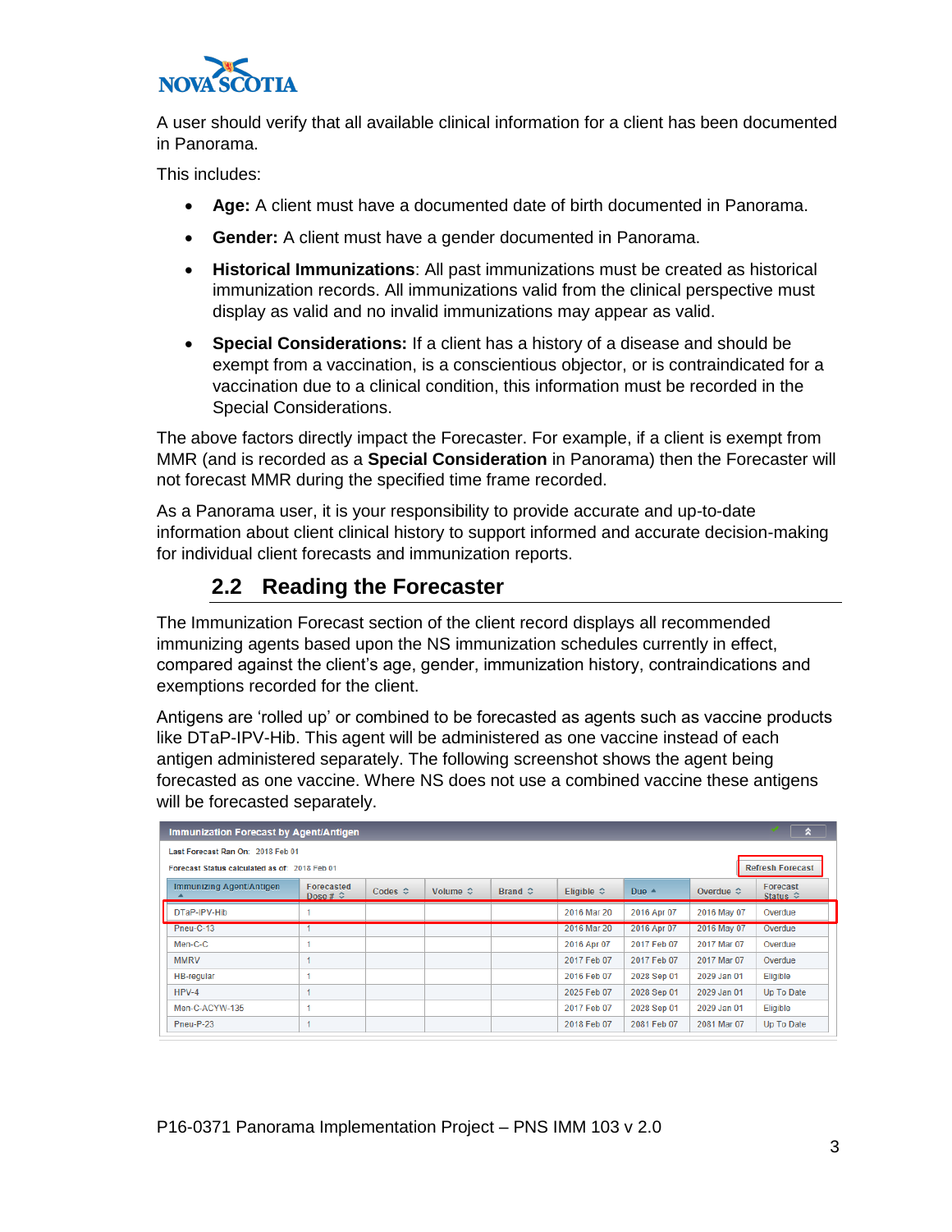A user should verify that all available clinical information for a client has been documented in Panorama.

This includes:

- **Age:** A client must have a documented date of birth documented in Panorama.
- **Gender:** A client must have a gender documented in Panorama.
- **Historical Immunizations**: All past immunizations must be created as historical immunization records. All immunizations valid from the clinical perspective must display as valid and no invalid immunizations may appear as valid.
- **Special Considerations:** If a client has a history of a disease and should be exempt from a vaccination, is a conscientious objector, or is contraindicated for a vaccination due to a clinical condition, this information must be recorded in the Special Considerations.

The above factors directly impact the Forecaster. For example, if a client is exempt from MMR (and is recorded as a **Special Consideration** in Panorama) then the Forecaster will not forecast MMR during the specified time frame recorded.

As a Panorama user, it is your responsibility to provide accurate and up-to-date information about client clinical history to support informed and accurate decision-making for individual client forecasts and immunization reports.

## 2.2 Reading the Forecaster

The Immunization Forecast section of the client record displays all recommended immunizing agents based upon the NS immunization schedules currently in effect, compared against the client's age, gender, immunization history, contraindications and exemptions recorded for the client.

Antigens are 'rolled up' or combined to be forecasted as agents such as vaccine products like DTaP-IPV-Hib. This agent will be administered as one vaccine instead of each antigen administered separately. The following screenshot shows the agent being forecasted as one vaccine. Where NS does not use a combined vaccine these antigens will be forecasted separately.

**Immunization Forecast by Agent/Antigen**

Last Forecast Ran On: 2018 Feb 01

Forecast Status calculated as of: 2018 Feb 01

Refresh Forecast

| Immunizing Agent/Antigen | Forecasted Dose # | Codes | Volume | Brand | Eligible | Due | Overdue | Forecast Status |
|---|---|---|---|---|---|---|---|---|
| DTaP-IPV-Hib | 1 | | | | 2016 Mar 20 | 2016 Apr 07 | 2016 May 07 | Overdue |
| Pneu-C-13 | 1 | | | | 2016 Mar 20 | 2016 Apr 07 | 2016 May 07 | Overdue |
| Men-C-C | 1 | | | | 2016 Apr 07 | 2017 Feb 07 | 2017 Mar 07 | Overdue |
| MMRV | 1 | | | | 2017 Feb 07 | 2017 Feb 07 | 2017 Mar 07 | Overdue |
| HB-regular | 1 | | | | 2016 Feb 07 | 2028 Sep 01 | 2029 Jan 01 | Eligible |
| HPV-4 | 1 | | | | 2025 Feb 07 | 2028 Sep 01 | 2029 Jan 01 | Up To Date |
| Men-C-ACYW-135 | 1 | | | | 2017 Feb 07 | 2028 Sep 01 | 2029 Jan 01 | Eligible |
| Pneu-P-23 | 1 | | | | 2018 Feb 07 | 2081 Feb 07 | 2081 Mar 07 | Up To Date |

P16-0371 Panorama Implementation Project – PNS IMM 103 v 2.0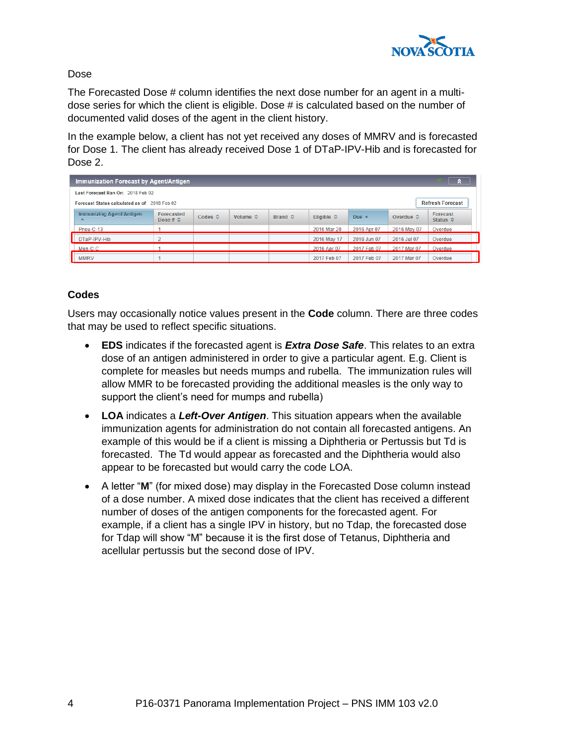Dose

The Forecasted Dose # column identifies the next dose number for an agent in a multi-dose series for which the client is eligible. Dose # is calculated based on the number of documented valid doses of the agent in the client history.

In the example below, a client has not yet received any doses of MMRV and is forecasted for Dose 1. The client has already received Dose 1 of DTaP-IPV-Hib and is forecasted for Dose 2.

**Immunization Forecast by Agent/Antigen**

Last Forecast Ran On: 2018 Feb 02

Forecast Status calculated as of: 2018 Feb 02

Refresh Forecast

| Immunizing Agent/Antigen | Forecasted Dose # | Codes | Volume | Brand | Eligible | Due | Overdue | Forecast Status |
|---|---|---|---|---|---|---|---|---|
| Pneu-C-13 | 1 | | | | 2016 Mar 20 | 2016 Apr 07 | 2016 May 07 | Overdue |
| DTaP-IPV-Hib | 2 | | | | 2016 May 17 | 2016 Jun 07 | 2016 Jul 07 | Overdue |
| Men-C-C | 1 | | | | 2016 Apr 07 | 2017 Feb 07 | 2017 Mar 07 | Overdue |
| MMRV | 1 | | | | 2017 Feb 07 | 2017 Feb 07 | 2017 Mar 07 | Overdue |

### Codes

Users may occasionally notice values present in the **Code** column. There are three codes that may be used to reflect specific situations.

- **EDS** indicates if the forecasted agent is ***Extra Dose Safe***. This relates to an extra dose of an antigen administered in order to give a particular agent. E.g. Client is complete for measles but needs mumps and rubella. The immunization rules will allow MMR to be forecasted providing the additional measles is the only way to support the client's need for mumps and rubella)
- **LOA** indicates a ***Left-Over Antigen***. This situation appears when the available immunization agents for administration do not contain all forecasted antigens. An example of this would be if a client is missing a Diphtheria or Pertussis but Td is forecasted. The Td would appear as forecasted and the Diphtheria would also appear to be forecasted but would carry the code LOA.
- A letter "**M**" (for mixed dose) may display in the Forecasted Dose column instead of a dose number. A mixed dose indicates that the client has received a different number of doses of the antigen components for the forecasted agent. For example, if a client has a single IPV in history, but no Tdap, the forecasted dose for Tdap will show "M" because it is the first dose of Tetanus, Diphtheria and acellular pertussis but the second dose of IPV.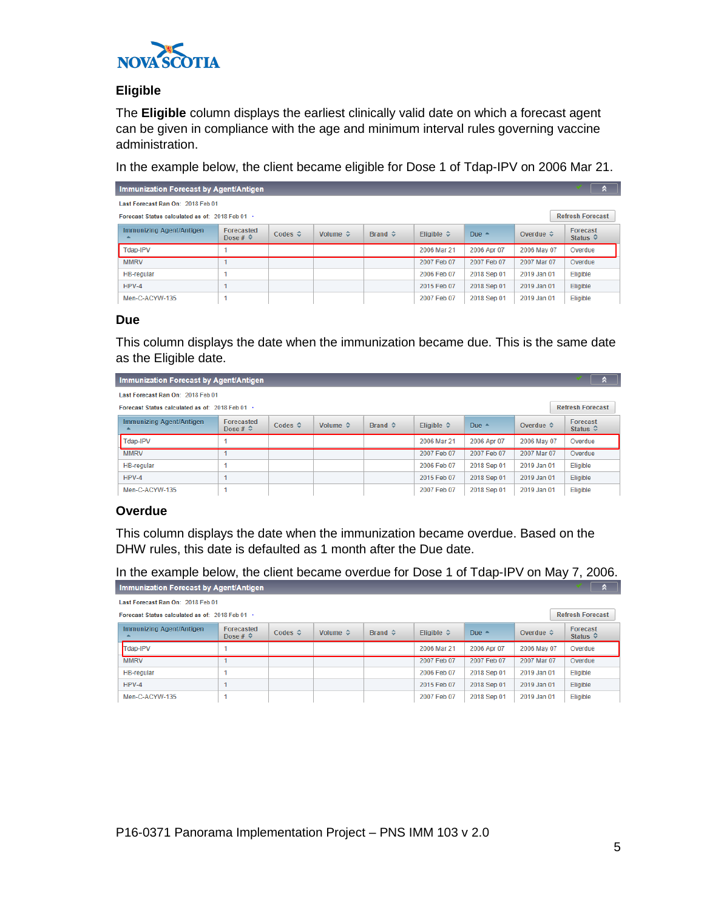### Eligible

The **Eligible** column displays the earliest clinically valid date on which a forecast agent can be given in compliance with the age and minimum interval rules governing vaccine administration.

In the example below, the client became eligible for Dose 1 of Tdap-IPV on 2006 Mar 21.

**Immunization Forecast by Agent/Antigen**

Last Forecast Ran On: 2018 Feb 01

Forecast Status calculated as of: 2018 Feb 01

Refresh Forecast

| Immunizing Agent/Antigen | Forecasted Dose # | Codes | Volume | Brand | Eligible | Due | Overdue | Forecast Status |
|---|---|---|---|---|---|---|---|---|
| Tdap-IPV | 1 | | | | 2006 Mar 21 | 2006 Apr 07 | 2006 May 07 | Overdue |
| MMRV | 1 | | | | 2007 Feb 07 | 2007 Feb 07 | 2007 Mar 07 | Overdue |
| HB-regular | 1 | | | | 2006 Feb 07 | 2018 Sep 01 | 2019 Jan 01 | Eligible |
| HPV-4 | 1 | | | | 2015 Feb 07 | 2018 Sep 01 | 2019 Jan 01 | Eligible |
| Men-C-ACYW-135 | 1 | | | | 2007 Feb 07 | 2018 Sep 01 | 2019 Jan 01 | Eligible |

### Due

This column displays the date when the immunization became due. This is the same date as the Eligible date.

**Immunization Forecast by Agent/Antigen**

Last Forecast Ran On: 2018 Feb 01

Forecast Status calculated as of: 2018 Feb 01

Refresh Forecast

| Immunizing Agent/Antigen | Forecasted Dose # | Codes | Volume | Brand | Eligible | Due | Overdue | Forecast Status |
|---|---|---|---|---|---|---|---|---|
| Tdap-IPV | 1 | | | | 2006 Mar 21 | 2006 Apr 07 | 2006 May 07 | Overdue |
| MMRV | 1 | | | | 2007 Feb 07 | 2007 Feb 07 | 2007 Mar 07 | Overdue |
| HB-regular | 1 | | | | 2006 Feb 07 | 2018 Sep 01 | 2019 Jan 01 | Eligible |
| HPV-4 | 1 | | | | 2015 Feb 07 | 2018 Sep 01 | 2019 Jan 01 | Eligible |
| Men-C-ACYW-135 | 1 | | | | 2007 Feb 07 | 2018 Sep 01 | 2019 Jan 01 | Eligible |

### Overdue

This column displays the date when the immunization became overdue. Based on the DHW rules, this date is defaulted as 1 month after the Due date.

In the example below, the client became overdue for Dose 1 of Tdap-IPV on May 7, 2006.

**Immunization Forecast by Agent/Antigen**

Last Forecast Ran On: 2018 Feb 01

Forecast Status calculated as of: 2018 Feb 01

Refresh Forecast

| Immunizing Agent/Antigen | Forecasted Dose # | Codes | Volume | Brand | Eligible | Due | Overdue | Forecast Status |
|---|---|---|---|---|---|---|---|---|
| Tdap-IPV | 1 | | | | 2006 Mar 21 | 2006 Apr 07 | 2006 May 07 | Overdue |
| MMRV | 1 | | | | 2007 Feb 07 | 2007 Feb 07 | 2007 Mar 07 | Overdue |
| HB-regular | 1 | | | | 2006 Feb 07 | 2018 Sep 01 | 2019 Jan 01 | Eligible |
| HPV-4 | 1 | | | | 2015 Feb 07 | 2018 Sep 01 | 2019 Jan 01 | Eligible |
| Men-C-ACYW-135 | 1 | | | | 2007 Feb 07 | 2018 Sep 01 | 2019 Jan 01 | Eligible |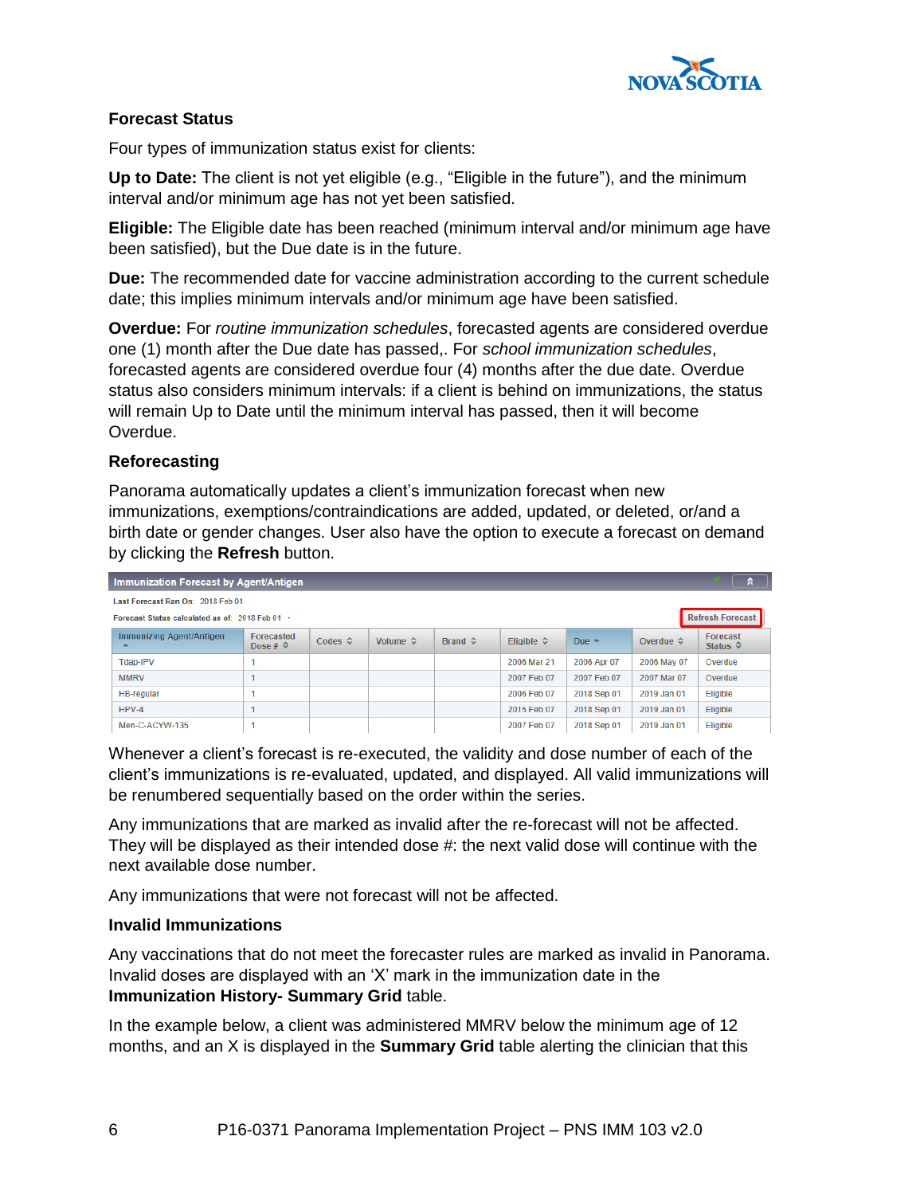### Forecast Status

Four types of immunization status exist for clients:

**Up to Date:** The client is not yet eligible (e.g., “Eligible in the future”), and the minimum interval and/or minimum age has not yet been satisfied.

**Eligible:** The Eligible date has been reached (minimum interval and/or minimum age have been satisfied), but the Due date is in the future.

**Due:** The recommended date for vaccine administration according to the current schedule date; this implies minimum intervals and/or minimum age have been satisfied.

**Overdue:** For *routine immunization schedules*, forecasted agents are considered overdue one (1) month after the Due date has passed,. For *school immunization schedules*, forecasted agents are considered overdue four (4) months after the due date. Overdue status also considers minimum intervals: if a client is behind on immunizations, the status will remain Up to Date until the minimum interval has passed, then it will become Overdue.

### Reforecasting

Panorama automatically updates a client’s immunization forecast when new immunizations, exemptions/contraindications are added, updated, or deleted, or/and a birth date or gender changes. User also have the option to execute a forecast on demand by clicking the **Refresh** button.

**Immunization Forecast by Agent/Antigen**

Last Forecast Ran On: 2018 Feb 01

Forecast Status calculated as of: 2018 Feb 01

Refresh Forecast

| Immunizing Agent/Antigen | Forecasted Dose # | Codes | Volume | Brand | Eligible | Due | Overdue | Forecast Status |
|---|---|---|---|---|---|---|---|---|
| Tdap-IPV | 1 | | | | 2006 Mar 21 | 2006 Apr 07 | 2006 May 07 | Overdue |
| MMRV | 1 | | | | 2007 Feb 07 | 2007 Feb 07 | 2007 Mar 07 | Overdue |
| HB-regular | 1 | | | | 2006 Feb 07 | 2018 Sep 01 | 2019 Jan 01 | Eligible |
| HPV-4 | 1 | | | | 2015 Feb 07 | 2018 Sep 01 | 2019 Jan 01 | Eligible |
| Men-C-ACYW-135 | 1 | | | | 2007 Feb 07 | 2018 Sep 01 | 2019 Jan 01 | Eligible |

Whenever a client’s forecast is re-executed, the validity and dose number of each of the client’s immunizations is re-evaluated, updated, and displayed. All valid immunizations will be renumbered sequentially based on the order within the series.

Any immunizations that are marked as invalid after the re-forecast will not be affected. They will be displayed as their intended dose #: the next valid dose will continue with the next available dose number.

Any immunizations that were not forecast will not be affected.

### Invalid Immunizations

Any vaccinations that do not meet the forecaster rules are marked as invalid in Panorama. Invalid doses are displayed with an ‘X’ mark in the immunization date in the **Immunization History- Summary Grid** table.

In the example below, a client was administered MMRV below the minimum age of 12 months, and an X is displayed in the **Summary Grid** table alerting the clinician that this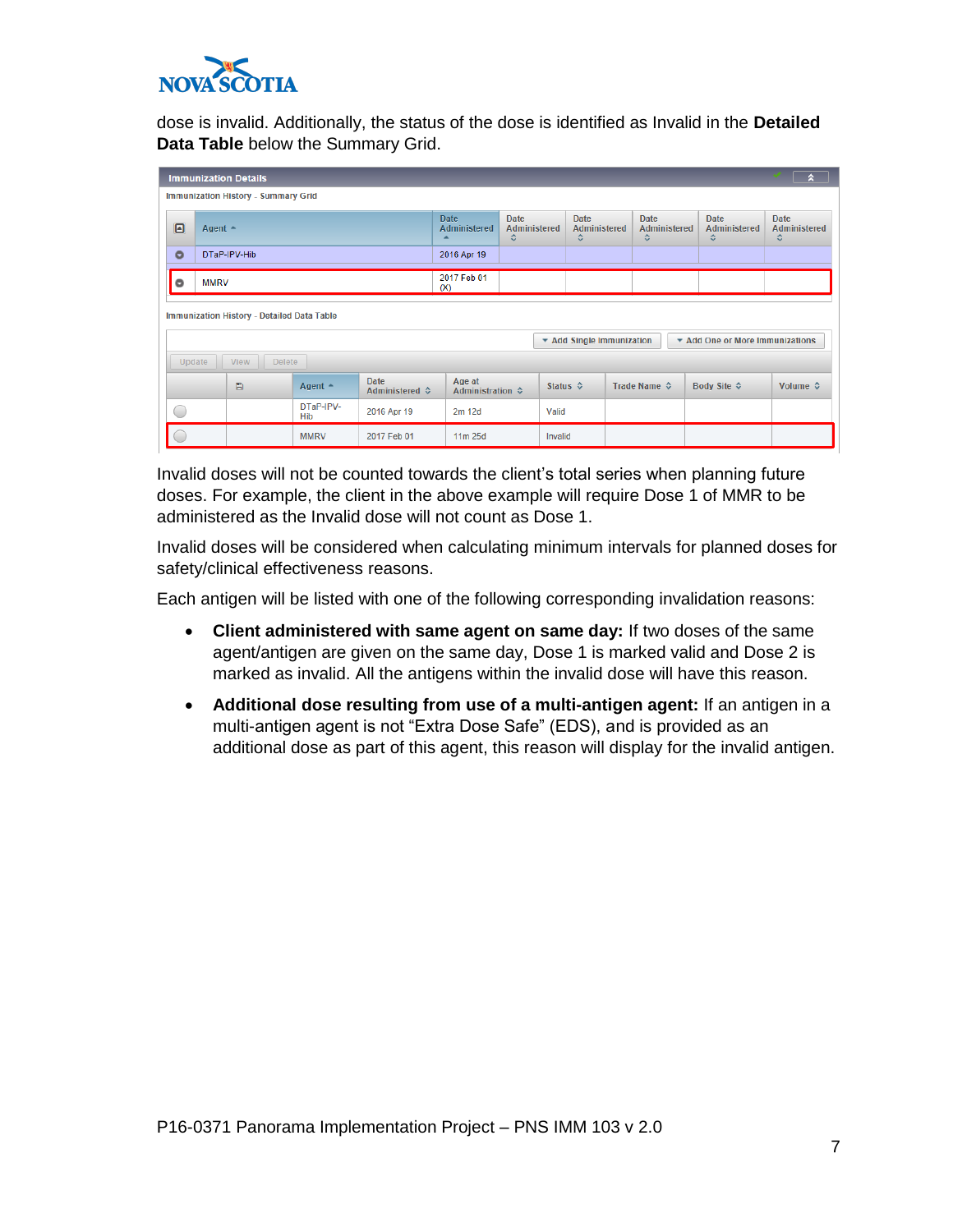dose is invalid. Additionally, the status of the dose is identified as Invalid in the **Detailed Data Table** below the Summary Grid.

**Immunization Details**

Immunization History - Summary Grid

| | Agent | Date Administered | Date Administered | Date Administered | Date Administered | Date Administered | Date Administered |
|---|---|---|---|---|---|---|---|
| | DTaP-IPV-Hib | 2016 Apr 19 | | | | | |
| | MMRV | 2017 Feb 01 (X) | | | | | |

Immunization History - Detailed Data Table

Add Single Immunization | Add One or More Immunizations

Update | View | Delete

| | | Agent | Date Administered | Age at Administration | Status | Trade Name | Body Site | Volume |
|---|---|---|---|---|---|---|---|---|
| | | DTaP-IPV-Hib | 2016 Apr 19 | 2m 12d | Valid | | | |
| | | MMRV | 2017 Feb 01 | 11m 25d | Invalid | | | |

Invalid doses will not be counted towards the client's total series when planning future doses. For example, the client in the above example will require Dose 1 of MMR to be administered as the Invalid dose will not count as Dose 1.

Invalid doses will be considered when calculating minimum intervals for planned doses for safety/clinical effectiveness reasons.

Each antigen will be listed with one of the following corresponding invalidation reasons:

- **Client administered with same agent on same day:** If two doses of the same agent/antigen are given on the same day, Dose 1 is marked valid and Dose 2 is marked as invalid. All the antigens within the invalid dose will have this reason.
- **Additional dose resulting from use of a multi-antigen agent:** If an antigen in a multi-antigen agent is not "Extra Dose Safe" (EDS), and is provided as an additional dose as part of this agent, this reason will display for the invalid antigen.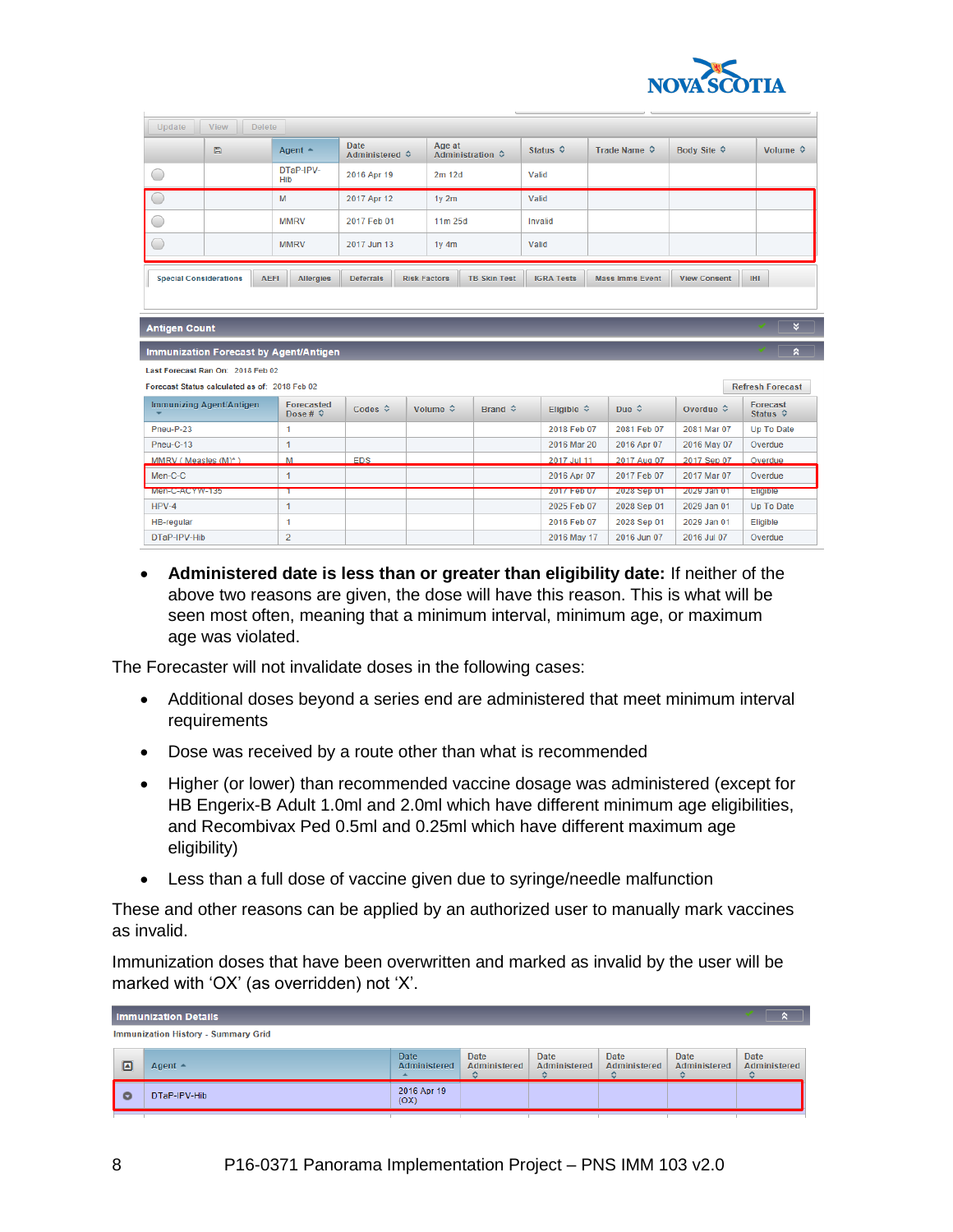| | | Agent | Date Administered | Age at Administration | Status | Trade Name | Body Site | Volume |
|---|---|---|---|---|---|---|---|---|
| | | DTaP-IPV-Hib | 2016 Apr 19 | 2m 12d | Valid | | | |
| | | M | 2017 Apr 12 | 1y 2m | Valid | | | |
| | | MMRV | 2017 Feb 01 | 11m 25d | Invalid | | | |
| | | MMRV | 2017 Jun 13 | 1y 4m | Valid | | | |

Special Considerations | AEFI | Allergies | Deferrals | Risk Factors | TB Skin Test | IGRA Tests | Mass Imms Event | View Consent | IHI

**Antigen Count**

**Immunization Forecast by Agent/Antigen**

Last Forecast Ran On: 2018 Feb 02

Forecast Status calculated as of: 2018 Feb 02

Refresh Forecast

| Immunizing Agent/Antigen | Forecasted Dose # | Codes | Volume | Brand | Eligible | Due | Overdue | Forecast Status |
|---|---|---|---|---|---|---|---|---|
| Pneu-P-23 | 1 | | | | 2018 Feb 07 | 2081 Feb 07 | 2081 Mar 07 | Up To Date |
| Pneu-C-13 | 1 | | | | 2016 Mar 20 | 2016 Apr 07 | 2016 May 07 | Overdue |
| MMRV ( Measles (M)* ) | M | EDS | | | 2017 Jul 11 | 2017 Aug 07 | 2017 Sep 07 | Overdue |
| Men-C-C | 1 | | | | 2016 Apr 07 | 2017 Feb 07 | 2017 Mar 07 | Overdue |
| Men-C-ACYW-135 | 1 | | | | 2017 Feb 07 | 2028 Sep 01 | 2029 Jan 01 | Eligible |
| HPV-4 | 1 | | | | 2025 Feb 07 | 2028 Sep 01 | 2029 Jan 01 | Up To Date |
| HB-regular | 1 | | | | 2016 Feb 07 | 2028 Sep 01 | 2029 Jan 01 | Eligible |
| DTaP-IPV-Hib | 2 | | | | 2016 May 17 | 2016 Jun 07 | 2016 Jul 07 | Overdue |

- **Administered date is less than or greater than eligibility date:** If neither of the above two reasons are given, the dose will have this reason. This is what will be seen most often, meaning that a minimum interval, minimum age, or maximum age was violated.

The Forecaster will not invalidate doses in the following cases:

- Additional doses beyond a series end are administered that meet minimum interval requirements
- Dose was received by a route other than what is recommended
- Higher (or lower) than recommended vaccine dosage was administered (except for HB Engerix-B Adult 1.0ml and 2.0ml which have different minimum age eligibilities, and Recombivax Ped 0.5ml and 0.25ml which have different maximum age eligibility)
- Less than a full dose of vaccine given due to syringe/needle malfunction

These and other reasons can be applied by an authorized user to manually mark vaccines as invalid.

Immunization doses that have been overwritten and marked as invalid by the user will be marked with 'OX' (as overridden) not 'X'.

**Immunization Details**

Immunization History - Summary Grid

| | Agent | Date Administered | Date Administered | Date Administered | Date Administered | Date Administered | Date Administered |
|---|---|---|---|---|---|---|---|
| | DTaP-IPV-Hib | 2016 Apr 19 (OX) | | | | | |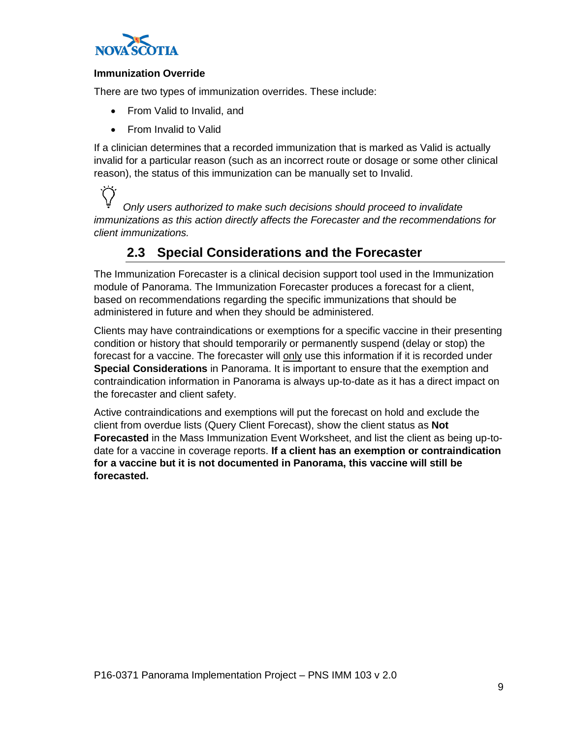#### Immunization Override

There are two types of immunization overrides. These include:

- From Valid to Invalid, and
- From Invalid to Valid

If a clinician determines that a recorded immunization that is marked as Valid is actually invalid for a particular reason (such as an incorrect route or dosage or some other clinical reason), the status of this immunization can be manually set to Invalid.

*Only users authorized to make such decisions should proceed to invalidate immunizations as this action directly affects the Forecaster and the recommendations for client immunizations.*

## 2.3 Special Considerations and the Forecaster

The Immunization Forecaster is a clinical decision support tool used in the Immunization module of Panorama. The Immunization Forecaster produces a forecast for a client, based on recommendations regarding the specific immunizations that should be administered in future and when they should be administered.

Clients may have contraindications or exemptions for a specific vaccine in their presenting condition or history that should temporarily or permanently suspend (delay or stop) the forecast for a vaccine. The forecaster will only use this information if it is recorded under **Special Considerations** in Panorama. It is important to ensure that the exemption and contraindication information in Panorama is always up-to-date as it has a direct impact on the forecaster and client safety.

Active contraindications and exemptions will put the forecast on hold and exclude the client from overdue lists (Query Client Forecast), show the client status as **Not Forecasted** in the Mass Immunization Event Worksheet, and list the client as being up-to-date for a vaccine in coverage reports. **If a client has an exemption or contraindication for a vaccine but it is not documented in Panorama, this vaccine will still be forecasted.**